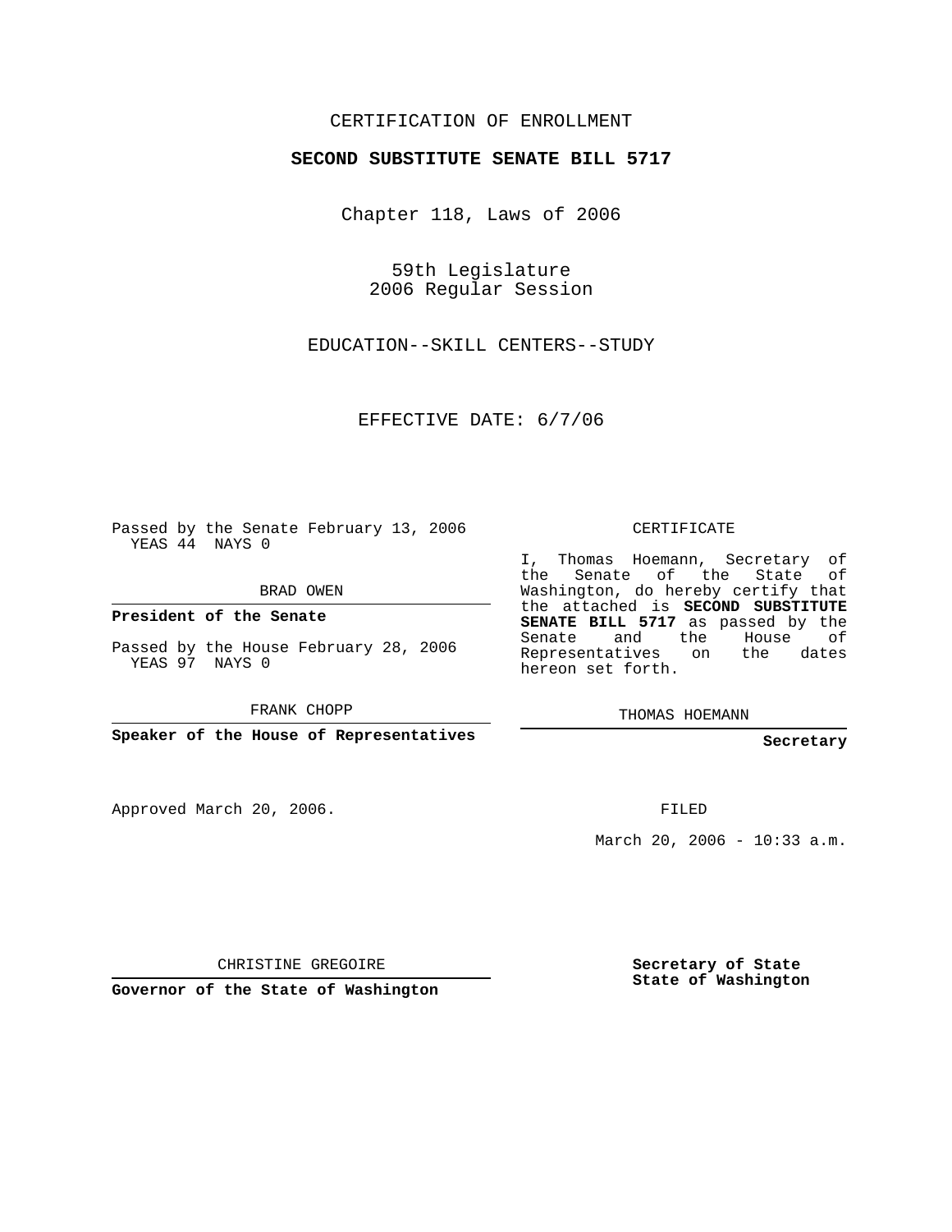CERTIFICATION OF ENROLLMENT

**SECOND SUBSTITUTE SENATE BILL 5717**

Chapter 118, Laws of 2006

59th Legislature
2006 Regular Session

EDUCATION--SKILL CENTERS--STUDY

EFFECTIVE DATE: 6/7/06

Passed by the Senate February 13, 2006
YEAS 44 NAYS 0

BRAD OWEN

**President of the Senate**

Passed by the House February 28, 2006
YEAS 97 NAYS 0

FRANK CHOPP

**Speaker of the House of Representatives**

Approved March 20, 2006.

CHRISTINE GREGOIRE

**Governor of the State of Washington**

CERTIFICATE

I, Thomas Hoemann, Secretary of the Senate of the State of Washington, do hereby certify that the attached is **SECOND SUBSTITUTE SENATE BILL 5717** as passed by the Senate and the House of Representatives on the dates hereon set forth.

THOMAS HOEMANN

**Secretary**

FILED

March 20, 2006 - 10:33 a.m.

**Secretary of State**
**State of Washington**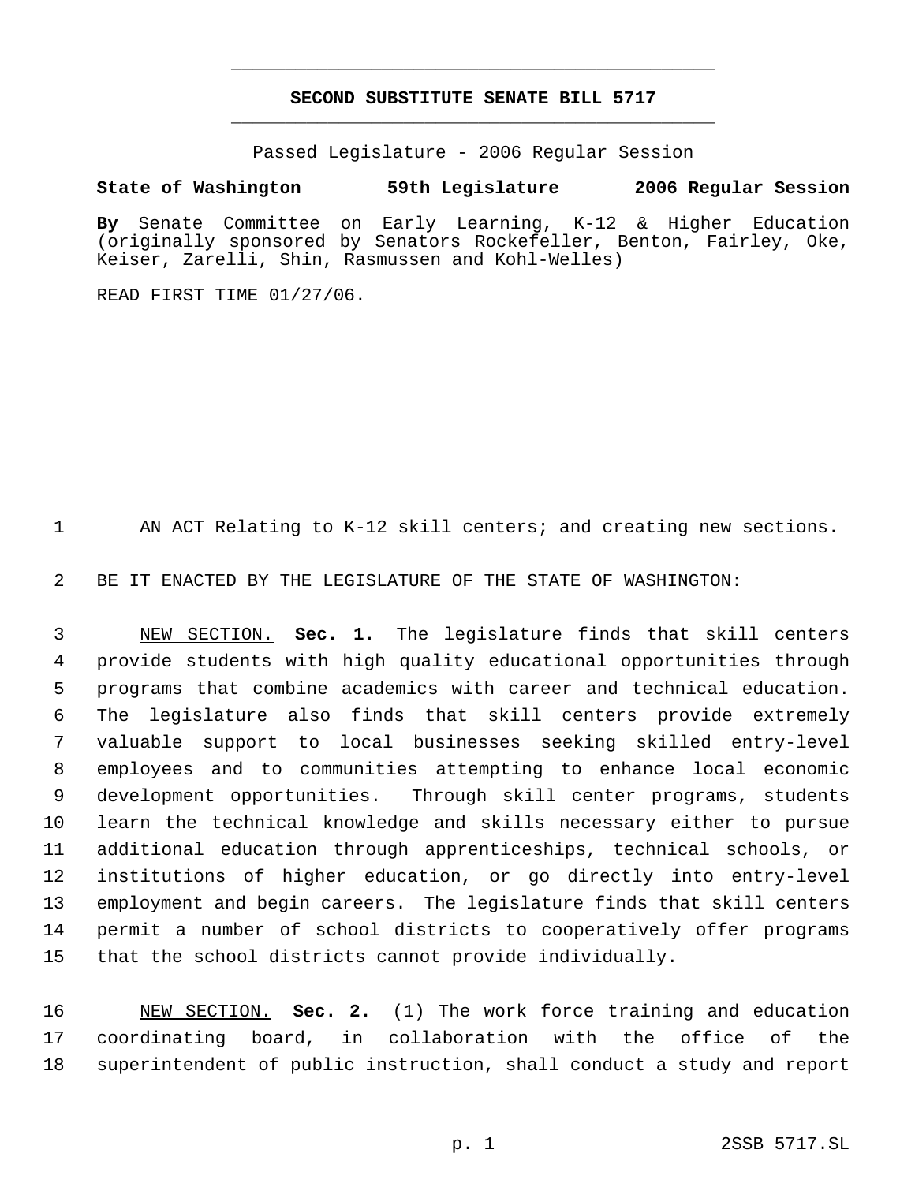**SECOND SUBSTITUTE SENATE BILL 5717**

Passed Legislature - 2006 Regular Session

**State of Washington 59th Legislature 2006 Regular Session**

**By** Senate Committee on Early Learning, K-12 & Higher Education (originally sponsored by Senators Rockefeller, Benton, Fairley, Oke, Keiser, Zarelli, Shin, Rasmussen and Kohl-Welles)

READ FIRST TIME 01/27/06.

1 AN ACT Relating to K-12 skill centers; and creating new sections.

2 BE IT ENACTED BY THE LEGISLATURE OF THE STATE OF WASHINGTON:

3 NEW SECTION. **Sec. 1.** The legislature finds that skill centers
4 provide students with high quality educational opportunities through
5 programs that combine academics with career and technical education.
6 The legislature also finds that skill centers provide extremely
7 valuable support to local businesses seeking skilled entry-level
8 employees and to communities attempting to enhance local economic
9 development opportunities. Through skill center programs, students
10 learn the technical knowledge and skills necessary either to pursue
11 additional education through apprenticeships, technical schools, or
12 institutions of higher education, or go directly into entry-level
13 employment and begin careers. The legislature finds that skill centers
14 permit a number of school districts to cooperatively offer programs
15 that the school districts cannot provide individually.

16 NEW SECTION. **Sec. 2.** (1) The work force training and education
17 coordinating board, in collaboration with the office of the
18 superintendent of public instruction, shall conduct a study and report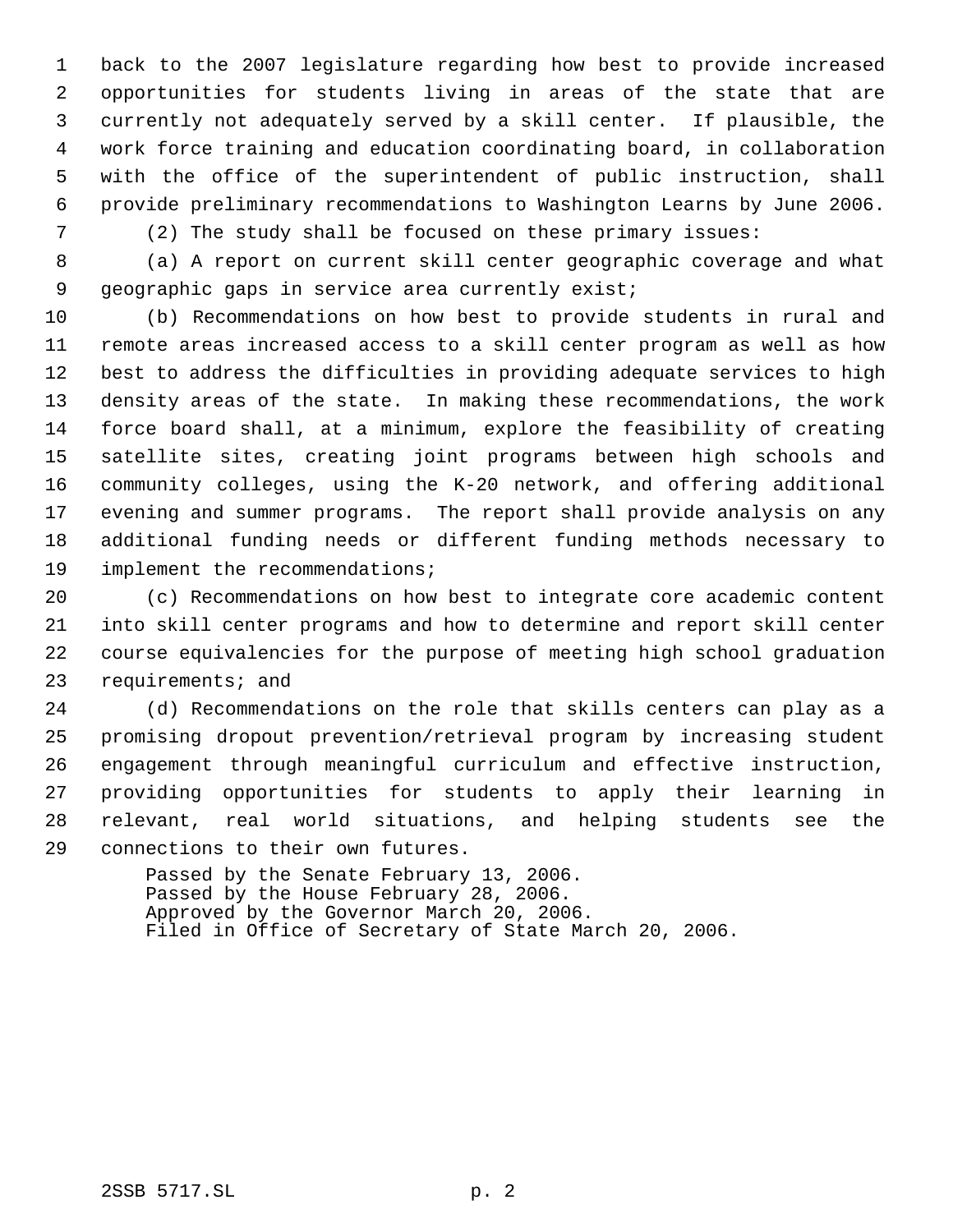back to the 2007 legislature regarding how best to provide increased opportunities for students living in areas of the state that are currently not adequately served by a skill center. If plausible, the work force training and education coordinating board, in collaboration with the office of the superintendent of public instruction, shall provide preliminary recommendations to Washington Learns by June 2006.

(2) The study shall be focused on these primary issues:

(a) A report on current skill center geographic coverage and what geographic gaps in service area currently exist;

(b) Recommendations on how best to provide students in rural and remote areas increased access to a skill center program as well as how best to address the difficulties in providing adequate services to high density areas of the state. In making these recommendations, the work force board shall, at a minimum, explore the feasibility of creating satellite sites, creating joint programs between high schools and community colleges, using the K-20 network, and offering additional evening and summer programs. The report shall provide analysis on any additional funding needs or different funding methods necessary to implement the recommendations;

(c) Recommendations on how best to integrate core academic content into skill center programs and how to determine and report skill center course equivalencies for the purpose of meeting high school graduation requirements; and

(d) Recommendations on the role that skills centers can play as a promising dropout prevention/retrieval program by increasing student engagement through meaningful curriculum and effective instruction, providing opportunities for students to apply their learning in relevant, real world situations, and helping students see the connections to their own futures.

Passed by the Senate February 13, 2006.
Passed by the House February 28, 2006.
Approved by the Governor March 20, 2006.
Filed in Office of Secretary of State March 20, 2006.